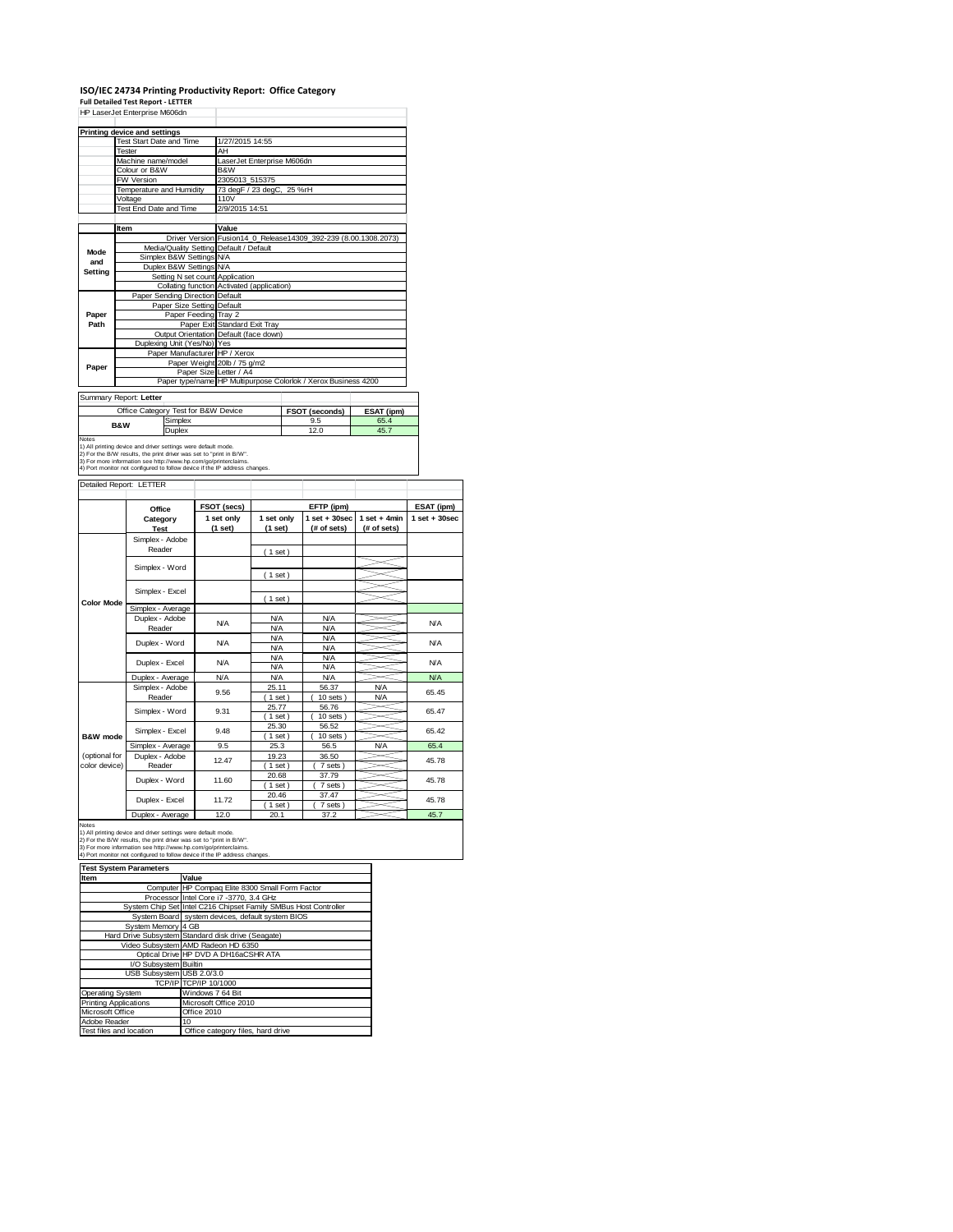# ISO/IEC 24734 Printing Productivity Report: Office Category

**Full Detailed Test Report - LETTER**

HP LaserJet Enterprise M606dn

| Printing device and settings | |
|---|---|
| Test Start Date and Time | 1/27/2015 14:55 |
| Tester | AH |
| Machine name/model | LaserJet Enterprise M606dn |
| Colour or B&W | B&W |
| FW Version | 2305013_515375 |
| Temperature and Humidity | 73 degF / 23 degC, 25 %rH |
| Voltage | 110V |
| Test End Date and Time | 2/9/2015 14:51 |

| | Item | Value |
|---|---|---|
| Mode and Setting | Driver Version | Fusion14_0_Release14309_392-239 (8.00.1308.2073) |
| | Media/Quality Setting | Default / Default |
| | Simplex B&W Settings | N/A |
| | Duplex B&W Settings | N/A |
| | Setting N set count | Application |
| | Collating function | Activated (application) |
| Paper Path | Paper Sending Direction | Default |
| | Paper Size Setting | Default |
| | Paper Feeding | Tray 2 |
| | Paper Exit | Standard Exit Tray |
| | Output Orientation | Default (face down) |
| | Duplexing Unit (Yes/No) | Yes |
| Paper | Paper Manufacturer | HP / Xerox |
| | Paper Weight | 20lb / 75 g/m2 |
| | Paper Size | Letter / A4 |
| | Paper type/name | HP Multipurpose Colorlok / Xerox Business 4200 |

Summary Report: **Letter**

| Office Category Test for B&W Device | | FSOT (seconds) | ESAT (ipm) |
|---|---|---|---|
| B&W | Simplex | 9.5 | 65.4 |
| | Duplex | 12.0 | 45.7 |

Notes
1) All printing device and driver settings were default mode.
2) For the B/W results, the print driver was set to "print in B/W".
3) For more information see http://www.hp.com/go/printerclaims.
4) Port monitor not configured to follow device if the IP address changes.

Detailed Report: LETTER

| | Office Category Test | FSOT (secs) 1 set only (1 set) | EFTP (ipm) 1 set only (1 set) | EFTP (ipm) 1 set + 30sec (# of sets) | EFTP (ipm) 1 set + 4min (# of sets) | ESAT (ipm) 1 set + 30sec |
|---|---|---|---|---|---|---|
| Color Mode | Simplex - Adobe Reader | | ( 1 set ) | | | |
| | Simplex - Word | | ( 1 set ) | | | |
| | Simplex - Excel | | ( 1 set ) | | | |
| | Simplex - Average | | | | | |
| | Duplex - Adobe Reader | N/A | N/A / N/A | N/A / N/A | | N/A |
| | Duplex - Word | N/A | N/A / N/A | N/A / N/A | | N/A |
| | Duplex - Excel | N/A | N/A / N/A | N/A / N/A | | N/A |
| | Duplex - Average | N/A | N/A | N/A | | N/A |
| B&W mode (optional for color device) | Simplex - Adobe Reader | 9.56 | 25.11 ( 1 set ) | 56.37 ( 10 sets ) | N/A / N/A | 65.45 |
| | Simplex - Word | 9.31 | 25.77 ( 1 set ) | 56.76 ( 10 sets ) | | 65.47 |
| | Simplex - Excel | 9.48 | 25.30 ( 1 set ) | 56.52 ( 10 sets ) | | 65.42 |
| | Simplex - Average | 9.5 | 25.3 | 56.5 | N/A | 65.4 |
| | Duplex - Adobe Reader | 12.47 | 19.23 ( 1 set ) | 36.50 ( 7 sets ) | | 45.78 |
| | Duplex - Word | 11.60 | 20.68 ( 1 set ) | 37.79 ( 7 sets ) | | 45.78 |
| | Duplex - Excel | 11.72 | 20.46 ( 1 set ) | 37.47 ( 7 sets ) | | 45.78 |
| | Duplex - Average | 12.0 | 20.1 | 37.2 | | 45.7 |

Notes
1) All printing device and driver settings were default mode.
2) For the B/W results, the print driver was set to "print in B/W".
3) For more information see http://www.hp.com/go/printerclaims.
4) Port monitor not configured to follow device if the IP address changes.

| Test System Parameters | |
|---|---|
| **Item** | **Value** |
| Computer | HP Compaq Elite 8300 Small Form Factor |
| Processor | Intel Core i7 -3770, 3.4 GHz |
| System Chip Set | Intel C216 Chipset Family SMBus Host Controller |
| System Board | system devices, default system BIOS |
| System Memory | 4 GB |
| Hard Drive Subsystem | Standard disk drive (Seagate) |
| Video Subsystem | AMD Radeon HD 6350 |
| Optical Drive | HP DVD A DH16aCSHR ATA |
| I/O Subsystem | Builtin |
| USB Subsystem | USB 2.0/3.0 |
| TCP/IP | TCP/IP 10/1000 |
| Operating System | Windows 7 64 Bit |
| Printing Applications | Microsoft Office 2010 |
| Microsoft Office | Office 2010 |
| Adobe Reader | 10 |
| Test files and location | Office category files, hard drive |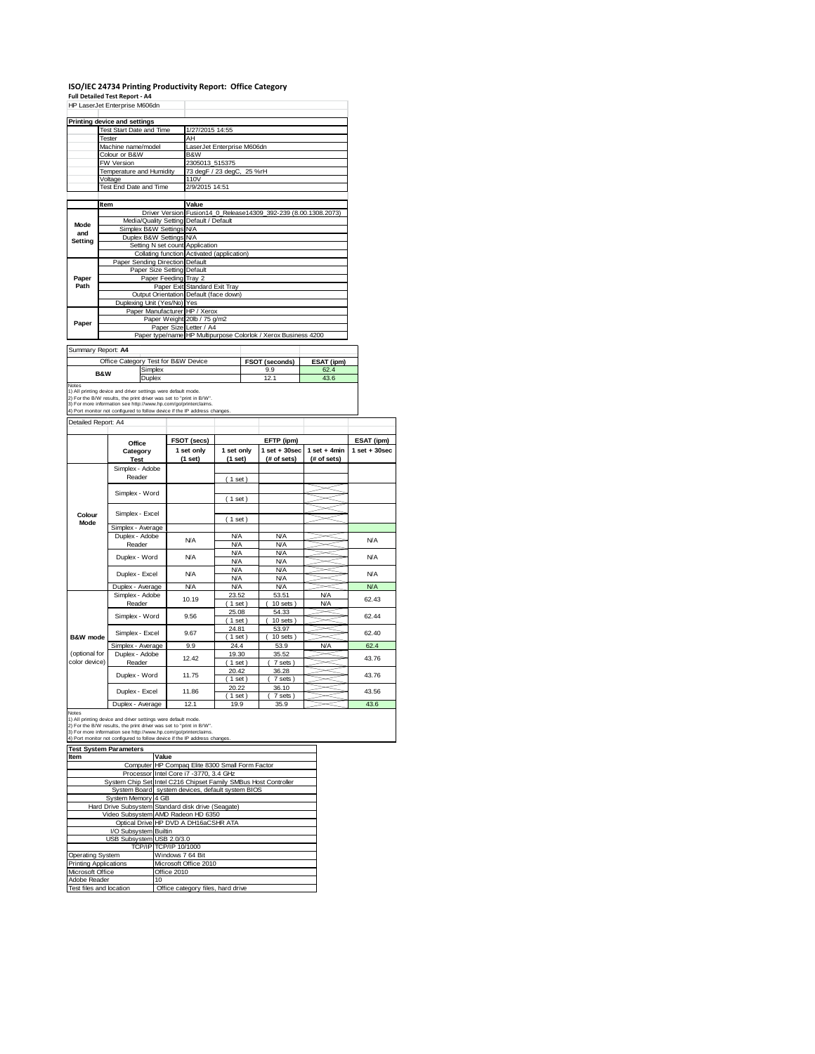# ISO/IEC 24734 Printing Productivity Report: Office Category

**Full Detailed Test Report - A4**

HP LaserJet Enterprise M606dn

| Printing device and settings | |
|---|---|
| Test Start Date and Time | 1/27/2015 14:55 |
| Tester | AH |
| Machine name/model | LaserJet Enterprise M606dn |
| Colour or B&W | B&W |
| FW Version | 2305013_515375 |
| Temperature and Humidity | 73 degF / 23 degC, 25 %rH |
| Voltage | 110V |
| Test End Date and Time | 2/9/2015 14:51 |

| | Item | Value |
|---|---|---|
| Mode and Setting | Driver Version | Fusion14_0_Release14309_392-239 (8.00.1308.2073) |
| | Media/Quality Setting | Default / Default |
| | Simplex B&W Settings | N/A |
| | Duplex B&W Settings | N/A |
| | Setting N set count | Application |
| | Collating function | Activated (application) |
| Paper Path | Paper Sending Direction | Default |
| | Paper Size Setting | Default |
| | Paper Feeding | Tray 2 |
| | Paper Exit | Standard Exit Tray |
| | Output Orientation | Default (face down) |
| | Duplexing Unit (Yes/No) | Yes |
| Paper | Paper Manufacturer | HP / Xerox |
| | Paper Weight | 20lb / 75 g/m2 |
| | Paper Size | Letter / A4 |
| | Paper type/name | HP Multipurpose Colorlok / Xerox Business 4200 |

Summary Report: **A4**

| Office Category Test for B&W Device | | FSOT (seconds) | ESAT (ipm) |
|---|---|---|---|
| B&W | Simplex | 9.9 | 62.4 |
| | Duplex | 12.1 | 43.6 |

Notes
1) All printing device and driver settings were default mode.
2) For the B/W results, the print driver was set to "print in B/W".
3) For more information see http://www.hp.com/go/printerclaims.
4) Port monitor not configured to follow device if the IP address changes.

Detailed Report: A4

| | Office Category Test | FSOT (secs) 1 set only (1 set) | EFTP (ipm) 1 set only (1 set) | EFTP (ipm) 1 set + 30sec (# of sets) | EFTP (ipm) 1 set + 4min (# of sets) | ESAT (ipm) 1 set + 30sec |
|---|---|---|---|---|---|---|
| Colour Mode | Simplex - Adobe Reader | | ( 1 set ) | | | |
| | Simplex - Word | | ( 1 set ) | | | |
| | Simplex - Excel | | ( 1 set ) | | | |
| | Simplex - Average | | | | | |
| | Duplex - Adobe Reader | N/A | N/A N/A | N/A N/A | | N/A |
| | Duplex - Word | N/A | N/A N/A | N/A N/A | | N/A |
| | Duplex - Excel | N/A | N/A N/A | N/A N/A | | N/A |
| | Duplex - Average | N/A | N/A | N/A | | N/A |
| B&W mode (optional for color device) | Simplex - Adobe Reader | 10.19 | 23.52 ( 1 set ) | 53.51 ( 10 sets ) | N/A N/A | 62.43 |
| | Simplex - Word | 9.56 | 25.08 ( 1 set ) | 54.33 ( 10 sets ) | | 62.44 |
| | Simplex - Excel | 9.67 | 24.81 ( 1 set ) | 53.97 ( 10 sets ) | | 62.40 |
| | Simplex - Average | 9.9 | 24.4 | 53.9 | N/A | 62.4 |
| | Duplex - Adobe Reader | 12.42 | 19.30 ( 1 set ) | 35.52 ( 7 sets ) | | 43.76 |
| | Duplex - Word | 11.75 | 20.42 ( 1 set ) | 36.28 ( 7 sets ) | | 43.76 |
| | Duplex - Excel | 11.86 | 20.22 ( 1 set ) | 36.10 ( 7 sets ) | | 43.56 |
| | Duplex - Average | 12.1 | 19.9 | 35.9 | | 43.6 |

Notes
1) All printing device and driver settings were default mode.
2) For the B/W results, the print driver was set to "print in B/W".
3) For more information see http://www.hp.com/go/printerclaims.
4) Port monitor not configured to follow device if the IP address changes.

| Test System Parameters | |
|---|---|
| **Item** | **Value** |
| Computer | HP Compaq Elite 8300 Small Form Factor |
| Processor | Intel Core i7 -3770, 3.4 GHz |
| System Chip Set | Intel C216 Chipset Family SMBus Host Controller |
| System Board | system devices, default system BIOS |
| System Memory | 4 GB |
| Hard Drive Subsystem | Standard disk drive (Seagate) |
| Video Subsystem | AMD Radeon HD 6350 |
| Optical Drive | HP DVD A DH16aCSHR ATA |
| I/O Subsystem | Builtin |
| USB Subsystem | USB 2.0/3.0 |
| TCP/IP | TCP/IP 10/1000 |
| Operating System | Windows 7 64 Bit |
| Printing Applications | Microsoft Office 2010 |
| Microsoft Office | Office 2010 |
| Adobe Reader | 10 |
| Test files and location | Office category files, hard drive |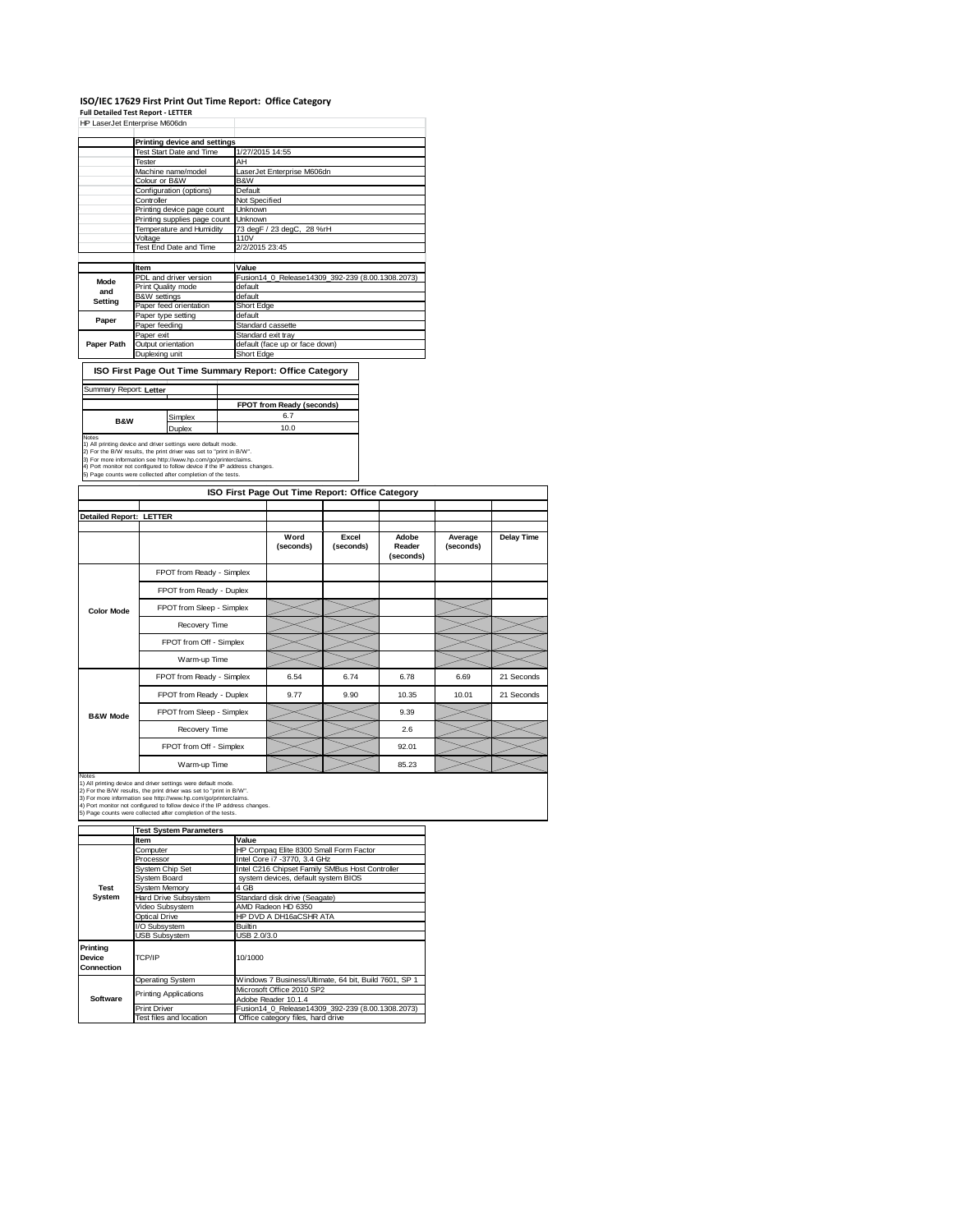# ISO/IEC 17629 First Print Out Time Report: Office Category

**Full Detailed Test Report - LETTER**

HP LaserJet Enterprise M606dn

| | Printing device and settings | |
|---|---|---|
| | Test Start Date and Time | 1/27/2015 14:55 |
| | Tester | AH |
| | Machine name/model | LaserJet Enterprise M606dn |
| | Colour or B&W | B&W |
| | Configuration (options) | Default |
| | Controller | Not Specified |
| | Printing device page count | Unknown |
| | Printing supplies page count | Unknown |
| | Temperature and Humidity | 73 degF / 23 degC, 28 %rH |
| | Voltage | 110V |
| | Test End Date and Time | 2/2/2015 23:45 |

| | Item | Value |
|---|---|---|
| Mode and Setting | PDL and driver version | Fusion14_0_Release14309_392-239 (8.00.1308.2073) |
| | Print Quality mode | default |
| | B&W settings | default |
| | Paper feed orientation | Short Edge |
| Paper | Paper type setting | default |
| | Paper feeding | Standard cassette |
| | Paper exit | Standard exit tray |
| Paper Path | Output orientation | default (face up or face down) |
| | Duplexing unit | Short Edge |

## ISO First Page Out Time Summary Report: Office Category

Summary Report: **Letter**

| | | FPOT from Ready (seconds) |
|---|---|---|
| B&W | Simplex | 6.7 |
| | Duplex | 10.0 |

Notes
1) All printing device and driver settings were default mode.
2) For the B/W results, the print driver was set to "print in B/W".
3) For more information see http://www.hp.com/go/printerclaims.
4) Port monitor not configured to follow device if the IP address changes.
5) Page counts were collected after completion of the tests.

## ISO First Page Out Time Report: Office Category

**Detailed Report: LETTER**

| | | Word (seconds) | Excel (seconds) | Adobe Reader (seconds) | Average (seconds) | Delay Time |
|---|---|---|---|---|---|---|
| Color Mode | FPOT from Ready - Simplex | | | | | |
| | FPOT from Ready - Duplex | | | | | |
| | FPOT from Sleep - Simplex | | | | | |
| | Recovery Time | | | | | |
| | FPOT from Off - Simplex | | | | | |
| | Warm-up Time | | | | | |
| B&W Mode | FPOT from Ready - Simplex | 6.54 | 6.74 | 6.78 | 6.69 | 21 Seconds |
| | FPOT from Ready - Duplex | 9.77 | 9.90 | 10.35 | 10.01 | 21 Seconds |
| | FPOT from Sleep - Simplex | | | 9.39 | | |
| | Recovery Time | | | 2.6 | | |
| | FPOT from Off - Simplex | | | 92.01 | | |
| | Warm-up Time | | | 85.23 | | |

Notes
1) All printing device and driver settings were default mode.
2) For the B/W results, the print driver was set to "print in B/W".
3) For more information see http://www.hp.com/go/printerclaims.
4) Port monitor not configured to follow device if the IP address changes.
5) Page counts were collected after completion of the tests.

| | Test System Parameters | |
|---|---|---|
| | Item | Value |
| Test System | Computer | HP Compaq Elite 8300 Small Form Factor |
| | Processor | Intel Core i7 -3770, 3.4 GHz |
| | System Chip Set | Intel C216 Chipset Family SMBus Host Controller |
| | System Board | system devices, default system BIOS |
| | System Memory | 4 GB |
| | Hard Drive Subsystem | Standard disk drive (Seagate) |
| | Video Subsystem | AMD Radeon HD 6350 |
| | Optical Drive | HP DVD A DH16aCSHR ATA |
| | I/O Subsystem | Builtin |
| | USB Subsystem | USB 2.0/3.0 |
| Printing Device Connection | TCP/IP | 10/1000 |
| Software | Operating System | Windows 7 Business/Ultimate, 64 bit, Build 7601, SP 1 |
| | Printing Applications | Microsoft Office 2010 SP2 |
| | | Adobe Reader 10.1.4 |
| | Print Driver | Fusion14_0_Release14309_392-239 (8.00.1308.2073) |
| | Test files and location | Office category files, hard drive |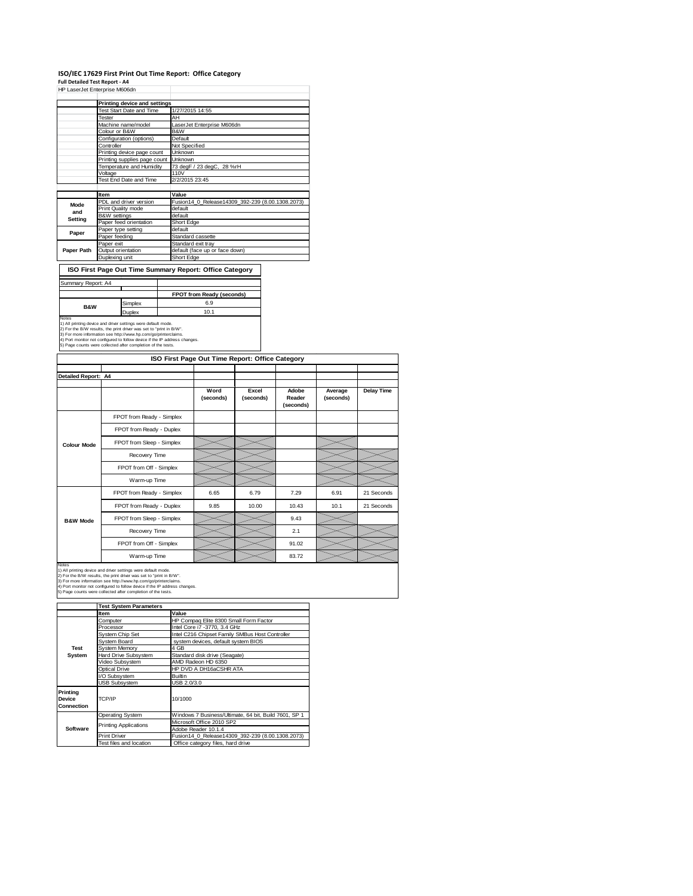# ISO/IEC 17629 First Print Out Time Report: Office Category

**Full Detailed Test Report - A4**

HP LaserJet Enterprise M606dn

| | Printing device and settings | |
|---|---|---|
| | Test Start Date and Time | 1/27/2015 14:55 |
| | Tester | AH |
| | Machine name/model | LaserJet Enterprise M606dn |
| | Colour or B&W | B&W |
| | Configuration (options) | Default |
| | Controller | Not Specified |
| | Printing device page count | Unknown |
| | Printing supplies page count | Unknown |
| | Temperature and Humidity | 73 degF / 23 degC, 28 %rH |
| | Voltage | 110V |
| | Test End Date and Time | 2/2/2015 23:45 |

| | Item | Value |
|---|---|---|
| Mode and Setting | PDL and driver version | Fusion14_0_Release14309_392-239 (8.00.1308.2073) |
| | Print Quality mode | default |
| | B&W settings | default |
| | Paper feed orientation | Short Edge |
| Paper | Paper type setting | default |
| | Paper feeding | Standard cassette |
| Paper Path | Paper exit | Standard exit tray |
| | Output orientation | default (face up or face down) |
| | Duplexing unit | Short Edge |

## ISO First Page Out Time Summary Report: Office Category

Summary Report: A4

| | | FPOT from Ready (seconds) |
|---|---|---|
| B&W | Simplex | 6.9 |
| | Duplex | 10.1 |

Notes
1) All printing device and driver settings were default mode.
2) For the B/W results, the print driver was set to "print in B/W".
3) For more information see http://www.hp.com/go/printerclaims.
4) Port monitor not configured to follow device if the IP address changes.
5) Page counts were collected after completion of the tests.

## ISO First Page Out Time Report: Office Category

Detailed Report: A4

| | | Word (seconds) | Excel (seconds) | Adobe Reader (seconds) | Average (seconds) | Delay Time |
|---|---|---|---|---|---|---|
| Colour Mode | FPOT from Ready - Simplex | | | | | |
| | FPOT from Ready - Duplex | | | | | |
| | FPOT from Sleep - Simplex | | | | | |
| | Recovery Time | | | | | |
| | FPOT from Off - Simplex | | | | | |
| | Warm-up Time | | | | | |
| B&W Mode | FPOT from Ready - Simplex | 6.65 | 6.79 | 7.29 | 6.91 | 21 Seconds |
| | FPOT from Ready - Duplex | 9.85 | 10.00 | 10.43 | 10.1 | 21 Seconds |
| | FPOT from Sleep - Simplex | | | 9.43 | | |
| | Recovery Time | | | 2.1 | | |
| | FPOT from Off - Simplex | | | 91.02 | | |
| | Warm-up Time | | | 83.72 | | |

Notes
1) All printing device and driver settings were default mode.
2) For the B/W results, the print driver was set to "print in B/W".
3) For more information see http://www.hp.com/go/printerclaims.
4) Port monitor not configured to follow device if the IP address changes.
5) Page counts were collected after completion of the tests.

| | Test System Parameters | |
|---|---|---|
| | Item | Value |
| Test System | Computer | HP Compaq Elite 8300 Small Form Factor |
| | Processor | Intel Core i7 -3770, 3.4 GHz |
| | System Chip Set | Intel C216 Chipset Family SMBus Host Controller |
| | System Board | system devices, default system BIOS |
| | System Memory | 4 GB |
| | Hard Drive Subsystem | Standard disk drive (Seagate) |
| | Video Subsystem | AMD Radeon HD 6350 |
| | Optical Drive | HP DVD A DH16aCSHR ATA |
| | I/O Subsystem | Builtin |
| | USB Subsystem | USB 2.0/3.0 |
| Printing Device Connection | TCP/IP | 10/1000 |
| Software | Operating System | Windows 7 Business/Ultimate, 64 bit, Build 7601, SP 1 |
| | Printing Applications | Microsoft Office 2010 SP2 |
| | | Adobe Reader 10.1.4 |
| | Print Driver | Fusion14_0_Release14309_392-239 (8.00.1308.2073) |
| | Test files and location | Office category files, hard drive |